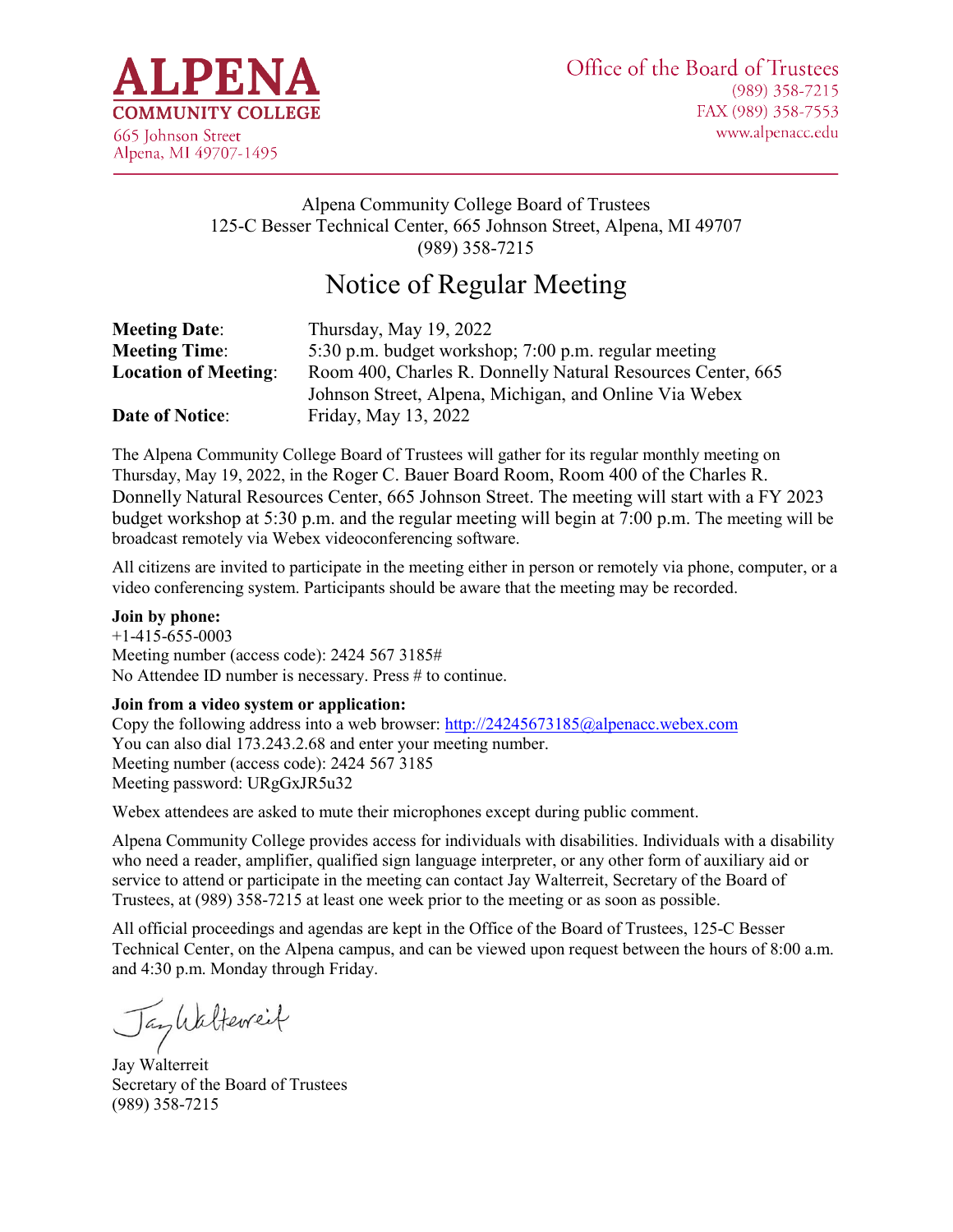**ALPENA COMMUNITY COLLEGE**
665 Johnson Street
Alpena, MI 49707-1495

Office of the Board of Trustees
(989) 358-7215
FAX (989) 358-7553
www.alpenacc.edu

Alpena Community College Board of Trustees
125-C Besser Technical Center, 665 Johnson Street, Alpena, MI 49707
(989) 358-7215

# Notice of Regular Meeting

| | |
|---|---|
| **Meeting Date**: | Thursday, May 19, 2022 |
| **Meeting Time**: | 5:30 p.m. budget workshop; 7:00 p.m. regular meeting |
| **Location of Meeting**: | Room 400, Charles R. Donnelly Natural Resources Center, 665 Johnson Street, Alpena, Michigan, and Online Via Webex |
| **Date of Notice**: | Friday, May 13, 2022 |

The Alpena Community College Board of Trustees will gather for its regular monthly meeting on Thursday, May 19, 2022, in the Roger C. Bauer Board Room, Room 400 of the Charles R. Donnelly Natural Resources Center, 665 Johnson Street. The meeting will start with a FY 2023 budget workshop at 5:30 p.m. and the regular meeting will begin at 7:00 p.m. The meeting will be broadcast remotely via Webex videoconferencing software.

All citizens are invited to participate in the meeting either in person or remotely via phone, computer, or a video conferencing system. Participants should be aware that the meeting may be recorded.

**Join by phone:**
+1-415-655-0003
Meeting number (access code): 2424 567 3185#
No Attendee ID number is necessary. Press # to continue.

**Join from a video system or application:**
Copy the following address into a web browser: http://24245673185@alpenacc.webex.com
You can also dial 173.243.2.68 and enter your meeting number.
Meeting number (access code): 2424 567 3185
Meeting password: URgGxJR5u32

Webex attendees are asked to mute their microphones except during public comment.

Alpena Community College provides access for individuals with disabilities. Individuals with a disability who need a reader, amplifier, qualified sign language interpreter, or any other form of auxiliary aid or service to attend or participate in the meeting can contact Jay Walterreit, Secretary of the Board of Trustees, at (989) 358-7215 at least one week prior to the meeting or as soon as possible.

All official proceedings and agendas are kept in the Office of the Board of Trustees, 125-C Besser Technical Center, on the Alpena campus, and can be viewed upon request between the hours of 8:00 a.m. and 4:30 p.m. Monday through Friday.

Jay Walterreit
Secretary of the Board of Trustees
(989) 358-7215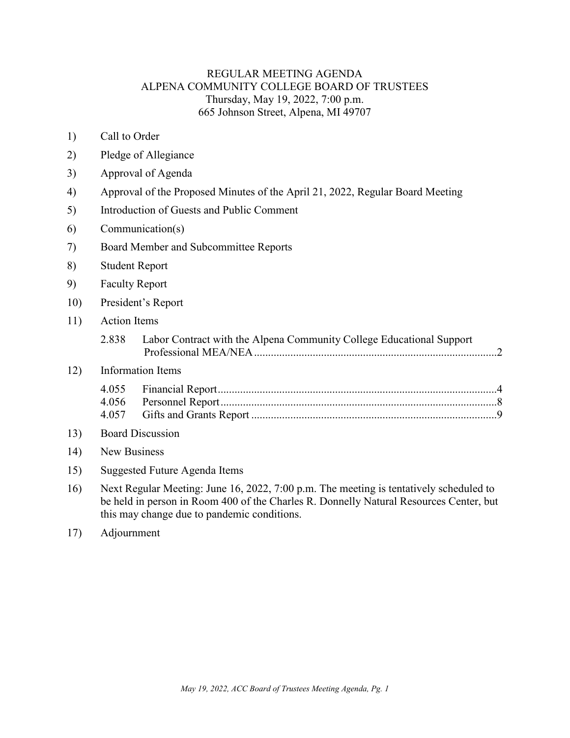# REGULAR MEETING AGENDA
## ALPENA COMMUNITY COLLEGE BOARD OF TRUSTEES
Thursday, May 19, 2022, 7:00 p.m.
665 Johnson Street, Alpena, MI 49707

1) Call to Order
2) Pledge of Allegiance
3) Approval of Agenda
4) Approval of the Proposed Minutes of the April 21, 2022, Regular Board Meeting
5) Introduction of Guests and Public Comment
6) Communication(s)
7) Board Member and Subcommittee Reports
8) Student Report
9) Faculty Report
10) President's Report
11) Action Items
    - 2.838 Labor Contract with the Alpena Community College Educational Support Professional MEA/NEA ....... 2
12) Information Items
    - 4.055 Financial Report ....... 4
    - 4.056 Personnel Report ....... 8
    - 4.057 Gifts and Grants Report ....... 9
13) Board Discussion
14) New Business
15) Suggested Future Agenda Items
16) Next Regular Meeting: June 16, 2022, 7:00 p.m. The meeting is tentatively scheduled to be held in person in Room 400 of the Charles R. Donnelly Natural Resources Center, but this may change due to pandemic conditions.
17) Adjournment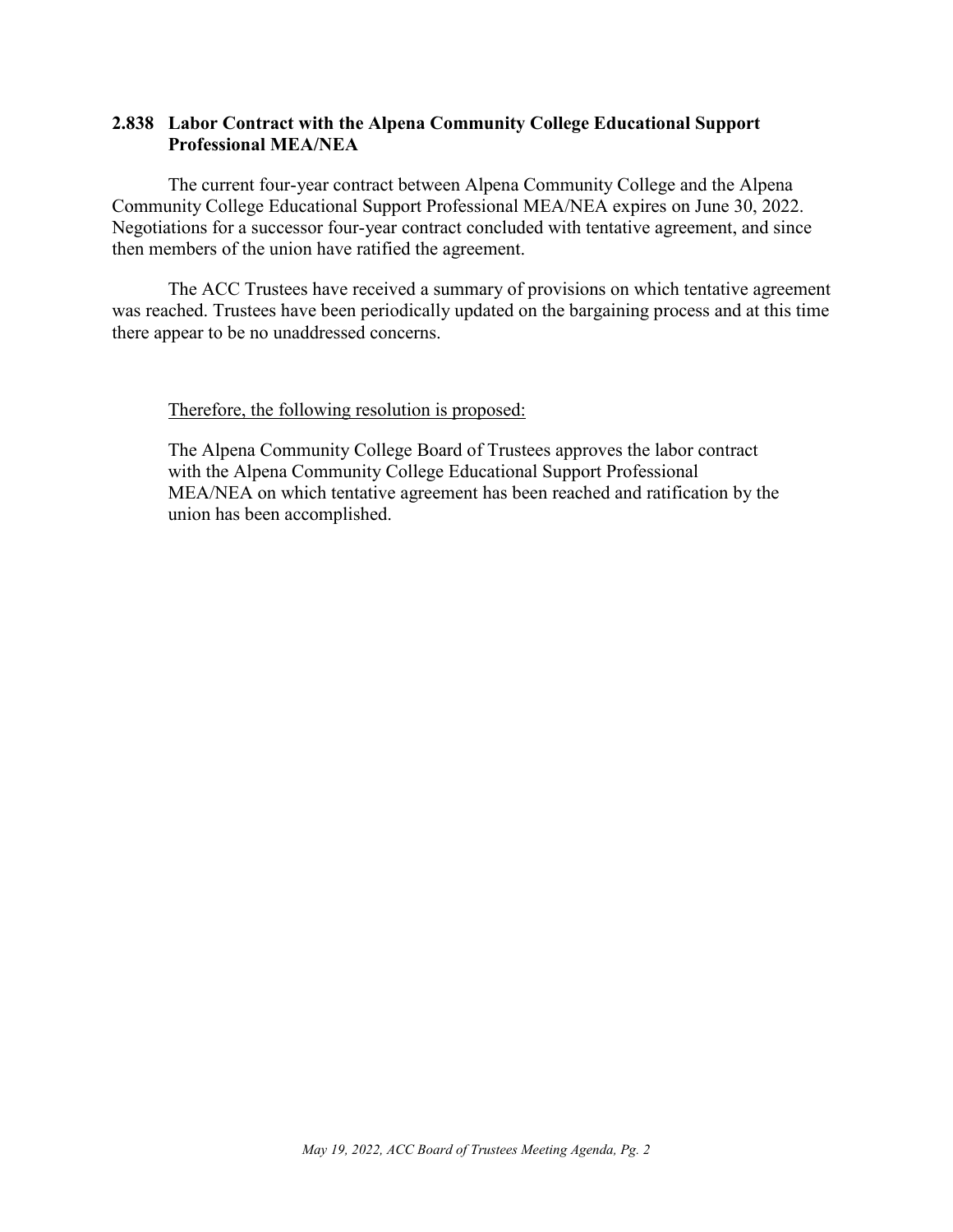## 2.838 Labor Contract with the Alpena Community College Educational Support Professional MEA/NEA

The current four-year contract between Alpena Community College and the Alpena Community College Educational Support Professional MEA/NEA expires on June 30, 2022. Negotiations for a successor four-year contract concluded with tentative agreement, and since then members of the union have ratified the agreement.

The ACC Trustees have received a summary of provisions on which tentative agreement was reached. Trustees have been periodically updated on the bargaining process and at this time there appear to be no unaddressed concerns.

<u>Therefore, the following resolution is proposed:</u>

The Alpena Community College Board of Trustees approves the labor contract with the Alpena Community College Educational Support Professional MEA/NEA on which tentative agreement has been reached and ratification by the union has been accomplished.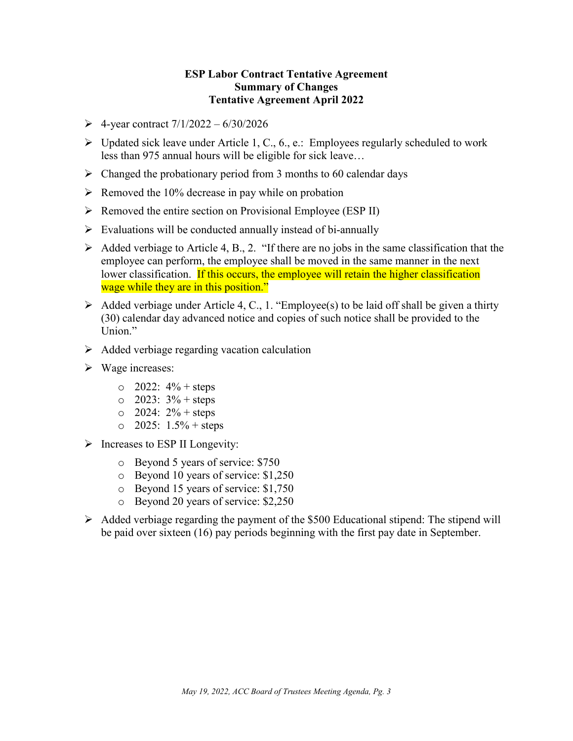**ESP Labor Contract Tentative Agreement**
**Summary of Changes**
**Tentative Agreement April 2022**

- 4-year contract 7/1/2022 – 6/30/2026
- Updated sick leave under Article 1, C., 6., e.: Employees regularly scheduled to work less than 975 annual hours will be eligible for sick leave…
- Changed the probationary period from 3 months to 60 calendar days
- Removed the 10% decrease in pay while on probation
- Removed the entire section on Provisional Employee (ESP II)
- Evaluations will be conducted annually instead of bi-annually
- Added verbiage to Article 4, B., 2. "If there are no jobs in the same classification that the employee can perform, the employee shall be moved in the same manner in the next lower classification. If this occurs, the employee will retain the higher classification wage while they are in this position."
- Added verbiage under Article 4, C., 1. "Employee(s) to be laid off shall be given a thirty (30) calendar day advanced notice and copies of such notice shall be provided to the Union."
- Added verbiage regarding vacation calculation
- Wage increases:
  - 2022: 4% + steps
  - 2023: 3% + steps
  - 2024: 2% + steps
  - 2025: 1.5% + steps
- Increases to ESP II Longevity:
  - Beyond 5 years of service: $750
  - Beyond 10 years of service: $1,250
  - Beyond 15 years of service: $1,750
  - Beyond 20 years of service: $2,250
- Added verbiage regarding the payment of the $500 Educational stipend: The stipend will be paid over sixteen (16) pay periods beginning with the first pay date in September.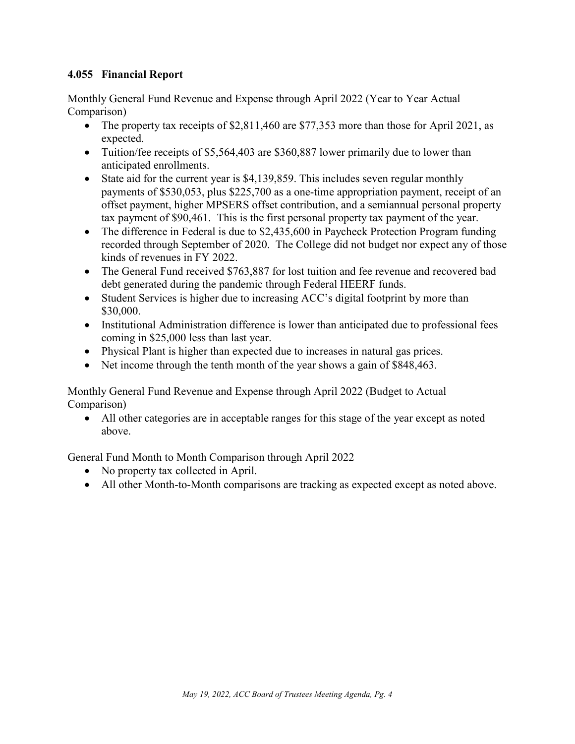### 4.055 Financial Report

Monthly General Fund Revenue and Expense through April 2022 (Year to Year Actual Comparison)

- The property tax receipts of $2,811,460 are $77,353 more than those for April 2021, as expected.
- Tuition/fee receipts of $5,564,403 are $360,887 lower primarily due to lower than anticipated enrollments.
- State aid for the current year is $4,139,859. This includes seven regular monthly payments of $530,053, plus $225,700 as a one-time appropriation payment, receipt of an offset payment, higher MPSERS offset contribution, and a semiannual personal property tax payment of $90,461. This is the first personal property tax payment of the year.
- The difference in Federal is due to $2,435,600 in Paycheck Protection Program funding recorded through September of 2020. The College did not budget nor expect any of those kinds of revenues in FY 2022.
- The General Fund received $763,887 for lost tuition and fee revenue and recovered bad debt generated during the pandemic through Federal HEERF funds.
- Student Services is higher due to increasing ACC's digital footprint by more than $30,000.
- Institutional Administration difference is lower than anticipated due to professional fees coming in $25,000 less than last year.
- Physical Plant is higher than expected due to increases in natural gas prices.
- Net income through the tenth month of the year shows a gain of $848,463.

Monthly General Fund Revenue and Expense through April 2022 (Budget to Actual Comparison)

- All other categories are in acceptable ranges for this stage of the year except as noted above.

General Fund Month to Month Comparison through April 2022

- No property tax collected in April.
- All other Month-to-Month comparisons are tracking as expected except as noted above.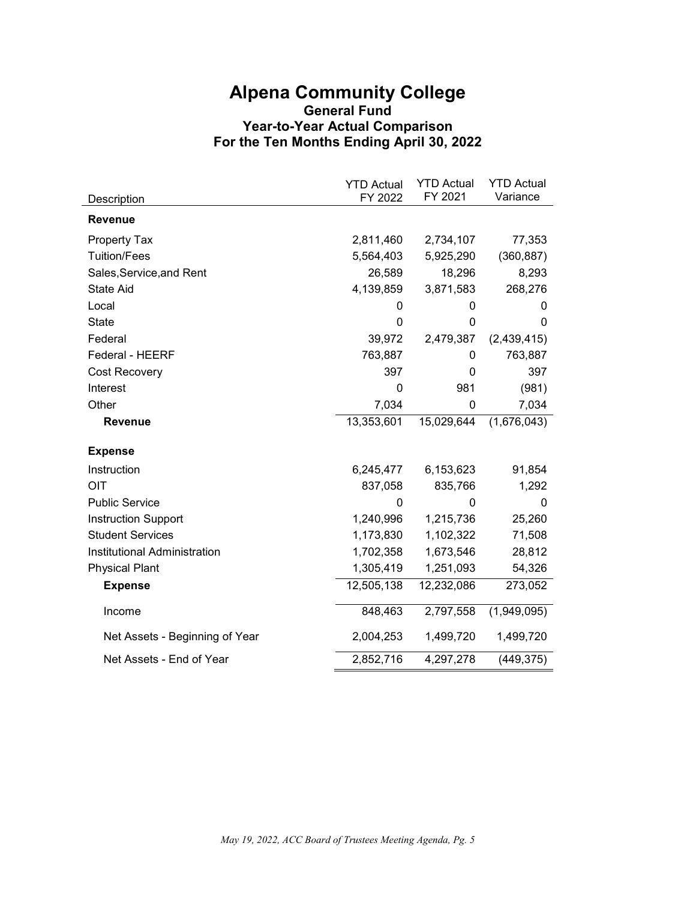# Alpena Community College

## General Fund

## Year-to-Year Actual Comparison

## For the Ten Months Ending April 30, 2022

| Description | YTD Actual FY 2022 | YTD Actual FY 2021 | YTD Actual Variance |
|---|---|---|---|
| **Revenue** | | | |
| Property Tax | 2,811,460 | 2,734,107 | 77,353 |
| Tuition/Fees | 5,564,403 | 5,925,290 | (360,887) |
| Sales,Service,and Rent | 26,589 | 18,296 | 8,293 |
| State Aid | 4,139,859 | 3,871,583 | 268,276 |
| Local | 0 | 0 | 0 |
| State | 0 | 0 | 0 |
| Federal | 39,972 | 2,479,387 | (2,439,415) |
| Federal - HEERF | 763,887 | 0 | 763,887 |
| Cost Recovery | 397 | 0 | 397 |
| Interest | 0 | 981 | (981) |
| Other | 7,034 | 0 | 7,034 |
| **Revenue** | 13,353,601 | 15,029,644 | (1,676,043) |
| **Expense** | | | |
| Instruction | 6,245,477 | 6,153,623 | 91,854 |
| OIT | 837,058 | 835,766 | 1,292 |
| Public Service | 0 | 0 | 0 |
| Instruction Support | 1,240,996 | 1,215,736 | 25,260 |
| Student Services | 1,173,830 | 1,102,322 | 71,508 |
| Institutional Administration | 1,702,358 | 1,673,546 | 28,812 |
| Physical Plant | 1,305,419 | 1,251,093 | 54,326 |
| **Expense** | 12,505,138 | 12,232,086 | 273,052 |
| Income | 848,463 | 2,797,558 | (1,949,095) |
| Net Assets - Beginning of Year | 2,004,253 | 1,499,720 | 1,499,720 |
| Net Assets - End of Year | 2,852,716 | 4,297,278 | (449,375) |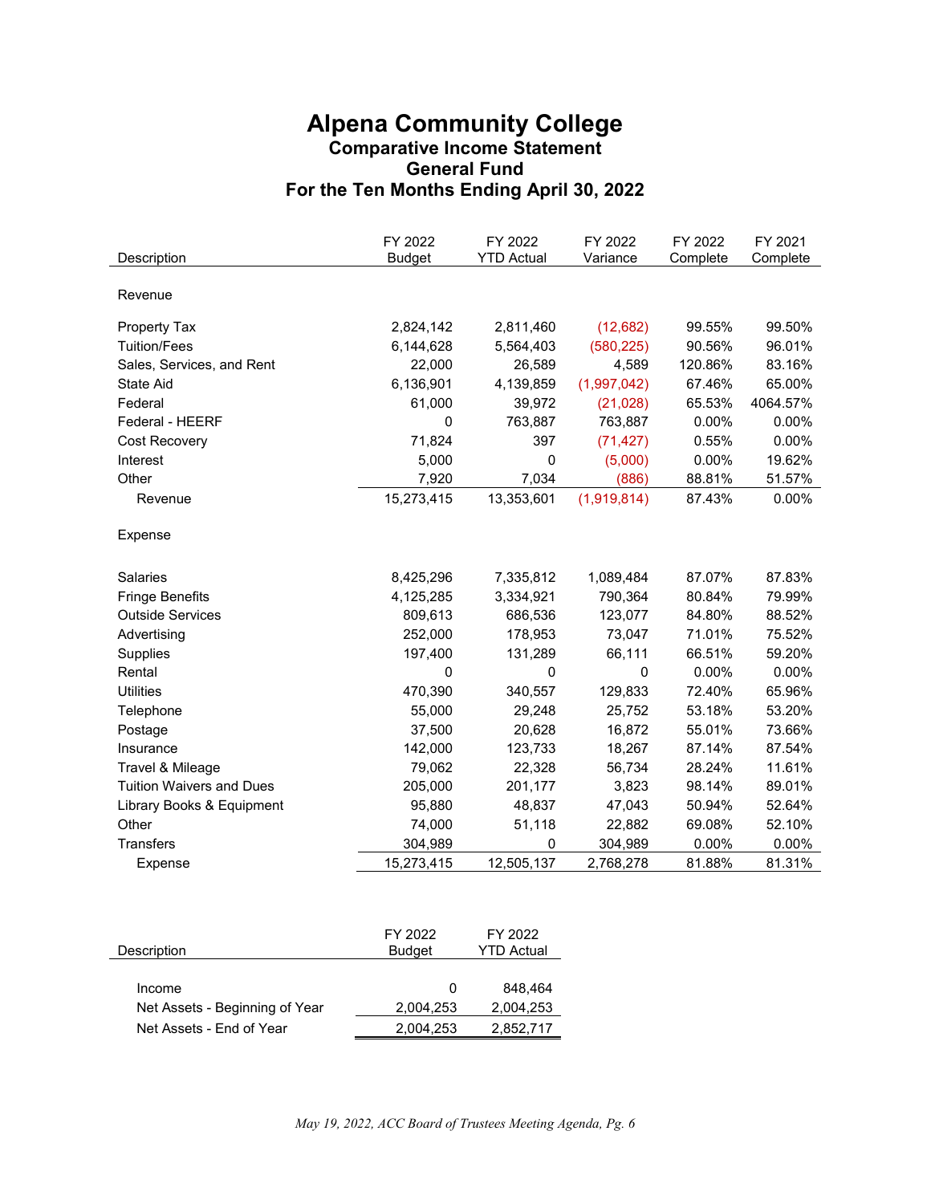# Alpena Community College

## Comparative Income Statement

## General Fund

## For the Ten Months Ending April 30, 2022

| Description | FY 2022 Budget | FY 2022 YTD Actual | FY 2022 Variance | FY 2022 Complete | FY 2021 Complete |
|---|---|---|---|---|---|
| **Revenue** | | | | | |
| Property Tax | 2,824,142 | 2,811,460 | (12,682) | 99.55% | 99.50% |
| Tuition/Fees | 6,144,628 | 5,564,403 | (580,225) | 90.56% | 96.01% |
| Sales, Services, and Rent | 22,000 | 26,589 | 4,589 | 120.86% | 83.16% |
| State Aid | 6,136,901 | 4,139,859 | (1,997,042) | 67.46% | 65.00% |
| Federal | 61,000 | 39,972 | (21,028) | 65.53% | 4064.57% |
| Federal - HEERF | 0 | 763,887 | 763,887 | 0.00% | 0.00% |
| Cost Recovery | 71,824 | 397 | (71,427) | 0.55% | 0.00% |
| Interest | 5,000 | 0 | (5,000) | 0.00% | 19.62% |
| Other | 7,920 | 7,034 | (886) | 88.81% | 51.57% |
| Revenue | 15,273,415 | 13,353,601 | (1,919,814) | 87.43% | 0.00% |
| **Expense** | | | | | |
| Salaries | 8,425,296 | 7,335,812 | 1,089,484 | 87.07% | 87.83% |
| Fringe Benefits | 4,125,285 | 3,334,921 | 790,364 | 80.84% | 79.99% |
| Outside Services | 809,613 | 686,536 | 123,077 | 84.80% | 88.52% |
| Advertising | 252,000 | 178,953 | 73,047 | 71.01% | 75.52% |
| Supplies | 197,400 | 131,289 | 66,111 | 66.51% | 59.20% |
| Rental | 0 | 0 | 0 | 0.00% | 0.00% |
| Utilities | 470,390 | 340,557 | 129,833 | 72.40% | 65.96% |
| Telephone | 55,000 | 29,248 | 25,752 | 53.18% | 53.20% |
| Postage | 37,500 | 20,628 | 16,872 | 55.01% | 73.66% |
| Insurance | 142,000 | 123,733 | 18,267 | 87.14% | 87.54% |
| Travel & Mileage | 79,062 | 22,328 | 56,734 | 28.24% | 11.61% |
| Tuition Waivers and Dues | 205,000 | 201,177 | 3,823 | 98.14% | 89.01% |
| Library Books & Equipment | 95,880 | 48,837 | 47,043 | 50.94% | 52.64% |
| Other | 74,000 | 51,118 | 22,882 | 69.08% | 52.10% |
| Transfers | 304,989 | 0 | 304,989 | 0.00% | 0.00% |
| Expense | 15,273,415 | 12,505,137 | 2,768,278 | 81.88% | 81.31% |

| Description | FY 2022 Budget | FY 2022 YTD Actual |
|---|---|---|
| Income | 0 | 848,464 |
| Net Assets - Beginning of Year | 2,004,253 | 2,004,253 |
| Net Assets - End of Year | 2,004,253 | 2,852,717 |

*May 19, 2022, ACC Board of Trustees Meeting Agenda, Pg. 6*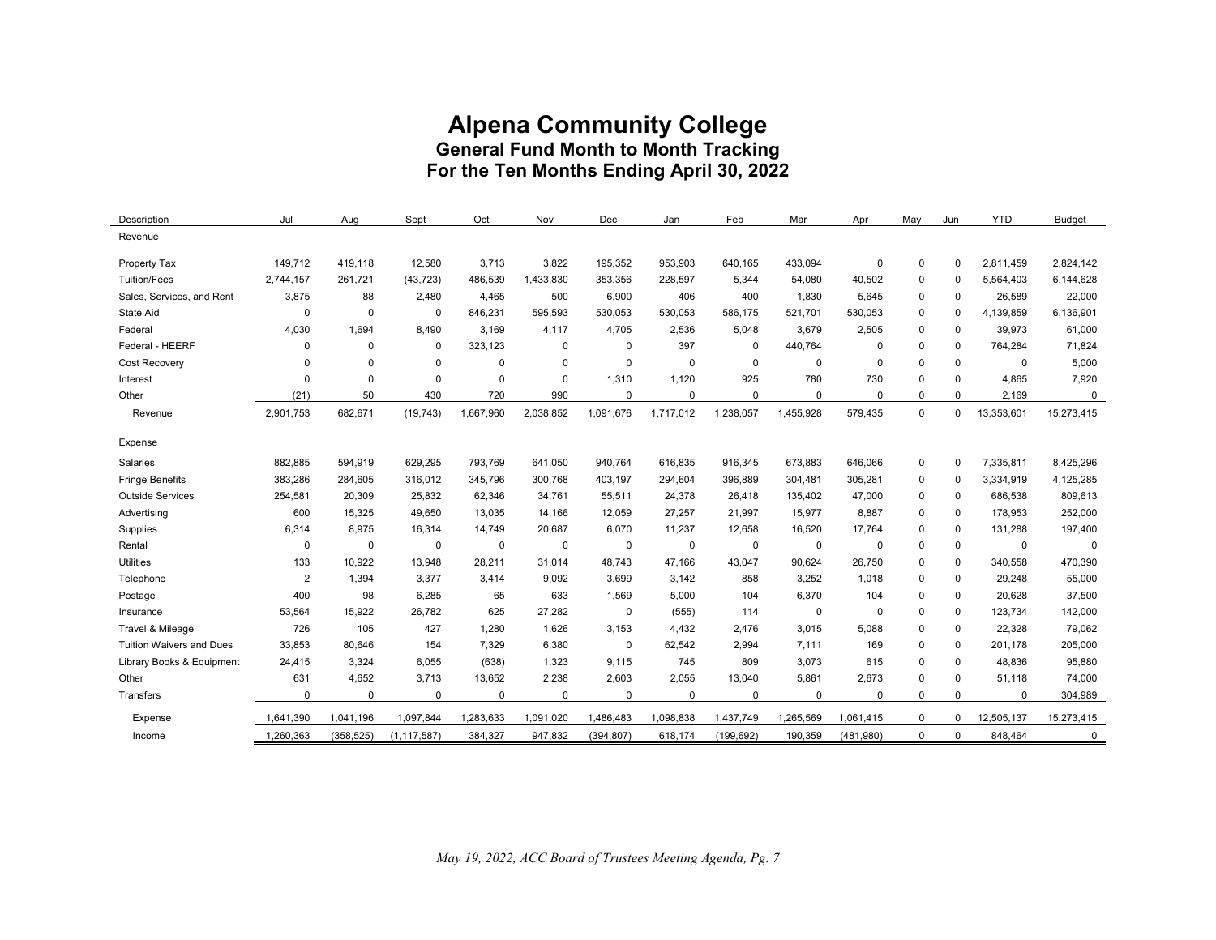# Alpena Community College

## General Fund Month to Month Tracking

## For the Ten Months Ending April 30, 2022

| Description | Jul | Aug | Sept | Oct | Nov | Dec | Jan | Feb | Mar | Apr | May | Jun | YTD | Budget |
|---|---|---|---|---|---|---|---|---|---|---|---|---|---|---|
| Revenue | | | | | | | | | | | | | | |
| Property Tax | 149,712 | 419,118 | 12,580 | 3,713 | 3,822 | 195,352 | 953,903 | 640,165 | 433,094 | 0 | 0 | 0 | 2,811,459 | 2,824,142 |
| Tuition/Fees | 2,744,157 | 261,721 | (43,723) | 486,539 | 1,433,830 | 353,356 | 228,597 | 5,344 | 54,080 | 40,502 | 0 | 0 | 5,564,403 | 6,144,628 |
| Sales, Services, and Rent | 3,875 | 88 | 2,480 | 4,465 | 500 | 6,900 | 406 | 400 | 1,830 | 5,645 | 0 | 0 | 26,589 | 22,000 |
| State Aid | 0 | 0 | 0 | 846,231 | 595,593 | 530,053 | 530,053 | 586,175 | 521,701 | 530,053 | 0 | 0 | 4,139,859 | 6,136,901 |
| Federal | 4,030 | 1,694 | 8,490 | 3,169 | 4,117 | 4,705 | 2,536 | 5,048 | 3,679 | 2,505 | 0 | 0 | 39,973 | 61,000 |
| Federal - HEERF | 0 | 0 | 0 | 323,123 | 0 | 0 | 397 | 0 | 440,764 | 0 | 0 | 0 | 764,284 | 71,824 |
| Cost Recovery | 0 | 0 | 0 | 0 | 0 | 0 | 0 | 0 | 0 | 0 | 0 | 0 | 0 | 5,000 |
| Interest | 0 | 0 | 0 | 0 | 0 | 1,310 | 1,120 | 925 | 780 | 730 | 0 | 0 | 4,865 | 7,920 |
| Other | (21) | 50 | 430 | 720 | 990 | 0 | 0 | 0 | 0 | 0 | 0 | 0 | 2,169 | 0 |
| Revenue | 2,901,753 | 682,671 | (19,743) | 1,667,960 | 2,038,852 | 1,091,676 | 1,717,012 | 1,238,057 | 1,455,928 | 579,435 | 0 | 0 | 13,353,601 | 15,273,415 |
| Expense | | | | | | | | | | | | | | |
| Salaries | 882,885 | 594,919 | 629,295 | 793,769 | 641,050 | 940,764 | 616,835 | 916,345 | 673,883 | 646,066 | 0 | 0 | 7,335,811 | 8,425,296 |
| Fringe Benefits | 383,286 | 284,605 | 316,012 | 345,796 | 300,768 | 403,197 | 294,604 | 396,889 | 304,481 | 305,281 | 0 | 0 | 3,334,919 | 4,125,285 |
| Outside Services | 254,581 | 20,309 | 25,832 | 62,346 | 34,761 | 55,511 | 24,378 | 26,418 | 135,402 | 47,000 | 0 | 0 | 686,538 | 809,613 |
| Advertising | 600 | 15,325 | 49,650 | 13,035 | 14,166 | 12,059 | 27,257 | 21,997 | 15,977 | 8,887 | 0 | 0 | 178,953 | 252,000 |
| Supplies | 6,314 | 8,975 | 16,314 | 14,749 | 20,687 | 6,070 | 11,237 | 12,658 | 16,520 | 17,764 | 0 | 0 | 131,288 | 197,400 |
| Rental | 0 | 0 | 0 | 0 | 0 | 0 | 0 | 0 | 0 | 0 | 0 | 0 | 0 | 0 |
| Utilities | 133 | 10,922 | 13,948 | 28,211 | 31,014 | 48,743 | 47,166 | 43,047 | 90,624 | 26,750 | 0 | 0 | 340,558 | 470,390 |
| Telephone | 2 | 1,394 | 3,377 | 3,414 | 9,092 | 3,699 | 3,142 | 858 | 3,252 | 1,018 | 0 | 0 | 29,248 | 55,000 |
| Postage | 400 | 98 | 6,285 | 65 | 633 | 1,569 | 5,000 | 104 | 6,370 | 104 | 0 | 0 | 20,628 | 37,500 |
| Insurance | 53,564 | 15,922 | 26,782 | 625 | 27,282 | 0 | (555) | 114 | 0 | 0 | 0 | 0 | 123,734 | 142,000 |
| Travel & Mileage | 726 | 105 | 427 | 1,280 | 1,626 | 3,153 | 4,432 | 2,476 | 3,015 | 5,088 | 0 | 0 | 22,328 | 79,062 |
| Tuition Waivers and Dues | 33,853 | 80,646 | 154 | 7,329 | 6,380 | 0 | 62,542 | 2,994 | 7,111 | 169 | 0 | 0 | 201,178 | 205,000 |
| Library Books & Equipment | 24,415 | 3,324 | 6,055 | (638) | 1,323 | 9,115 | 745 | 809 | 3,073 | 615 | 0 | 0 | 48,836 | 95,880 |
| Other | 631 | 4,652 | 3,713 | 13,652 | 2,238 | 2,603 | 2,055 | 13,040 | 5,861 | 2,673 | 0 | 0 | 51,118 | 74,000 |
| Transfers | 0 | 0 | 0 | 0 | 0 | 0 | 0 | 0 | 0 | 0 | 0 | 0 | 0 | 304,989 |
| Expense | 1,641,390 | 1,041,196 | 1,097,844 | 1,283,633 | 1,091,020 | 1,486,483 | 1,098,838 | 1,437,749 | 1,265,569 | 1,061,415 | 0 | 0 | 12,505,137 | 15,273,415 |
| Income | 1,260,363 | (358,525) | (1,117,587) | 384,327 | 947,832 | (394,807) | 618,174 | (199,692) | 190,359 | (481,980) | 0 | 0 | 848,464 | 0 |

*May 19, 2022, ACC Board of Trustees Meeting Agenda, Pg. 7*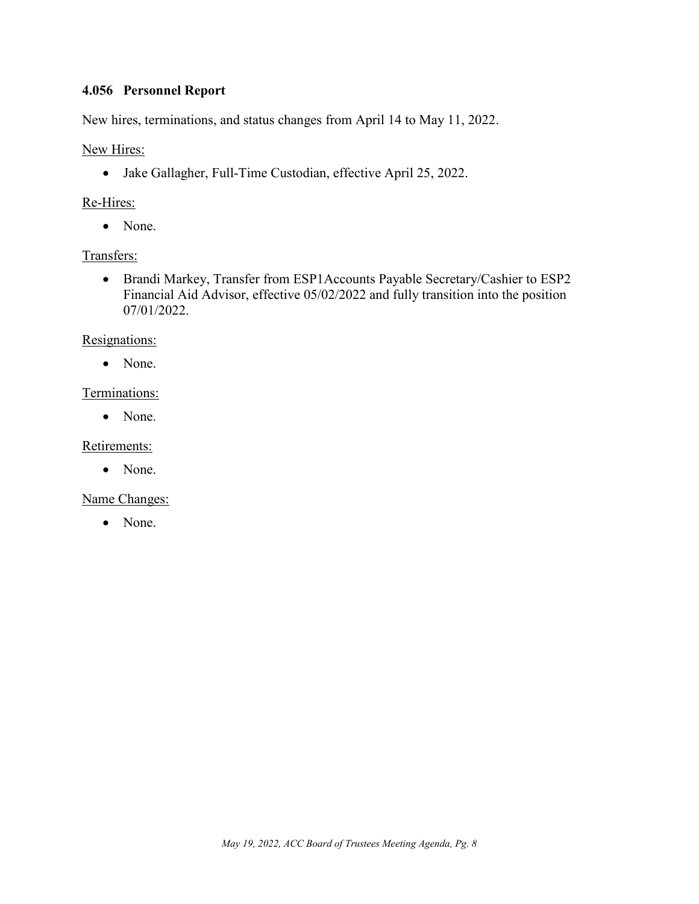### 4.056 Personnel Report

New hires, terminations, and status changes from April 14 to May 11, 2022.

New Hires:

- Jake Gallagher, Full-Time Custodian, effective April 25, 2022.

Re-Hires:

- None.

Transfers:

- Brandi Markey, Transfer from ESP1Accounts Payable Secretary/Cashier to ESP2 Financial Aid Advisor, effective 05/02/2022 and fully transition into the position 07/01/2022.

Resignations:

- None.

Terminations:

- None.

Retirements:

- None.

Name Changes:

- None.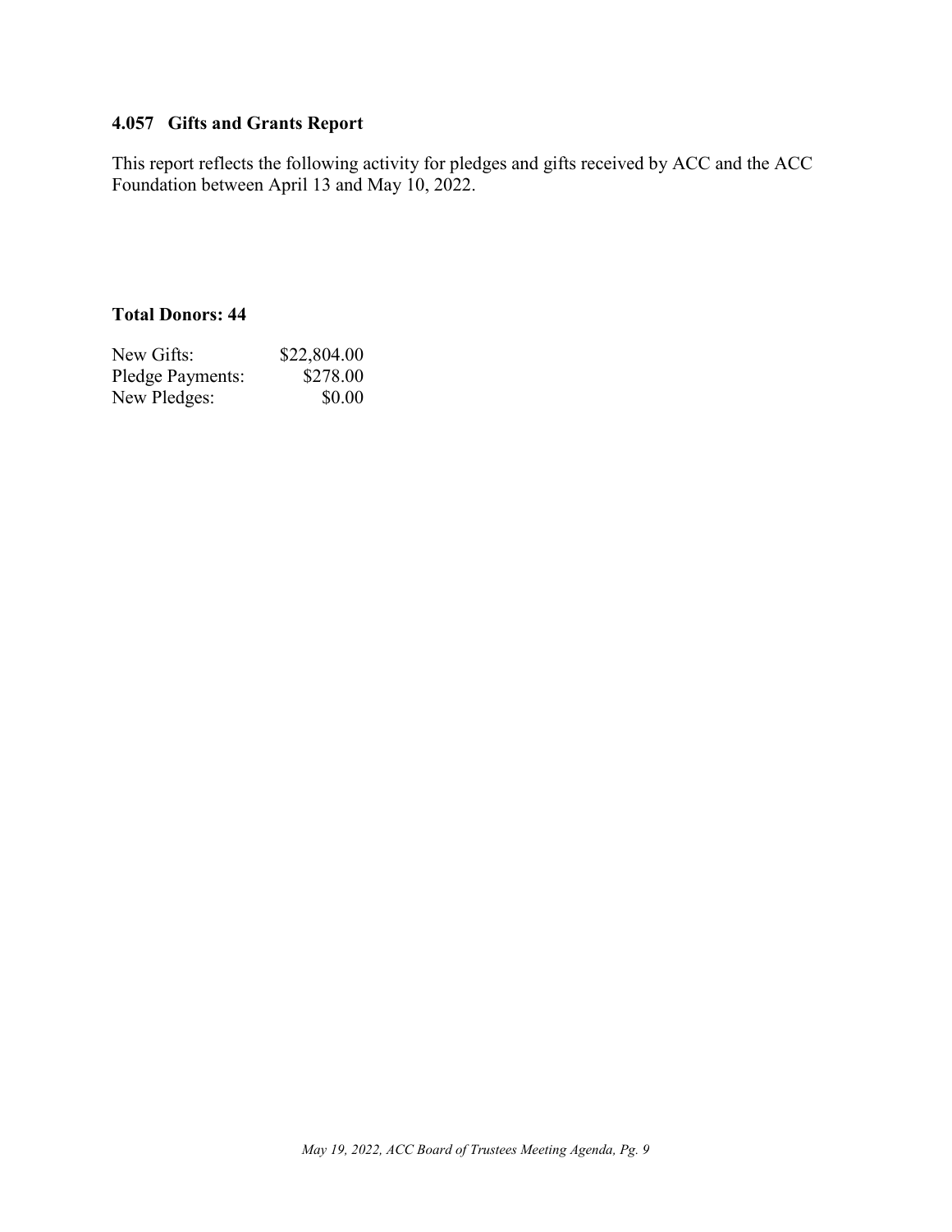### 4.057 Gifts and Grants Report

This report reflects the following activity for pledges and gifts received by ACC and the ACC Foundation between April 13 and May 10, 2022.

**Total Donors: 44**

| | |
|---|---|
| New Gifts: | \$22,804.00 |
| Pledge Payments: | \$278.00 |
| New Pledges: | \$0.00 |